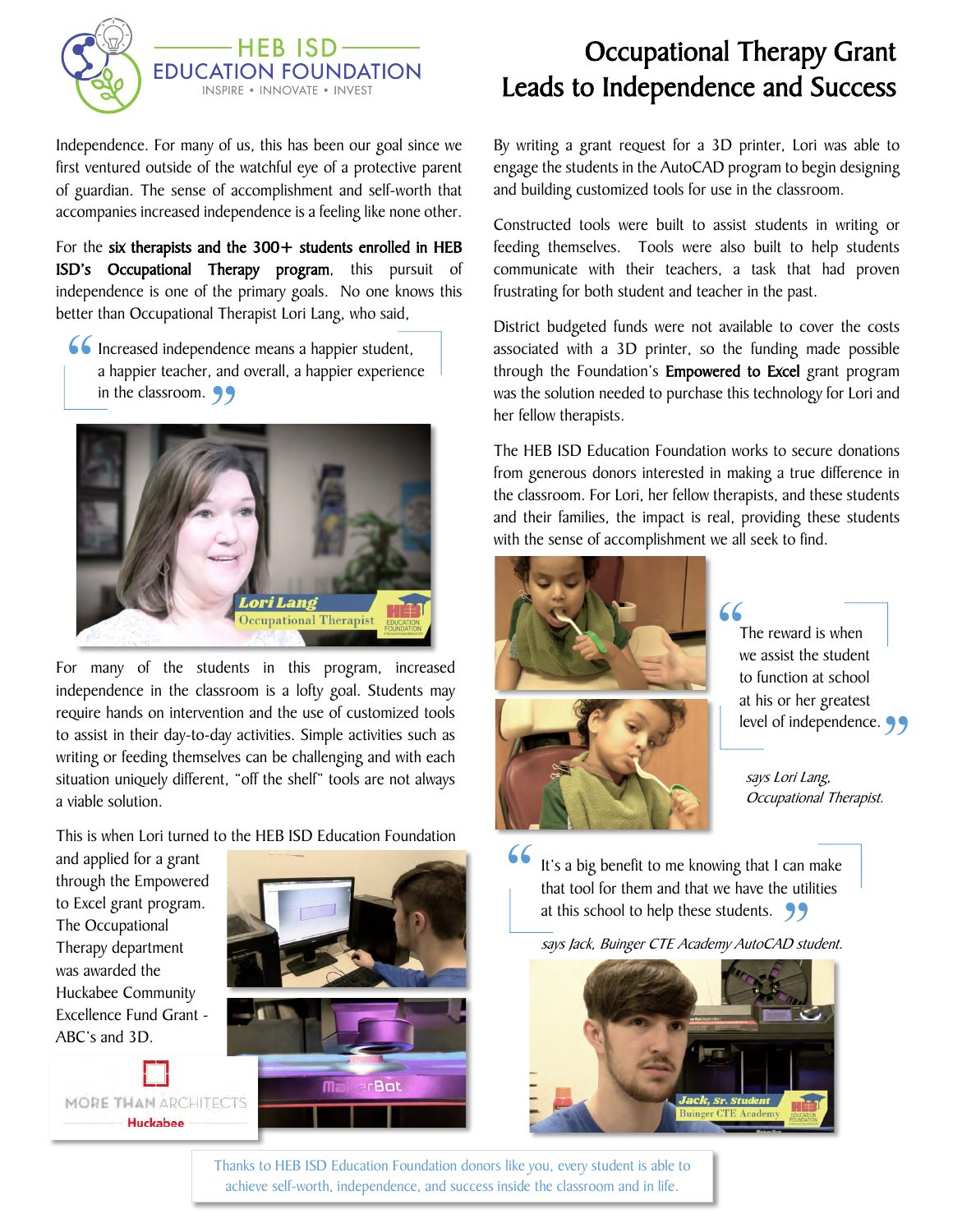HEB ISD EDUCATION FOUNDATION
INSPIRE • INNOVATE • INVEST

# Occupational Therapy Grant Leads to Independence and Success

Independence. For many of us, this has been our goal since we first ventured outside of the watchful eye of a protective parent of guardian. The sense of accomplishment and self-worth that accompanies increased independence is a feeling like none other.

For the **six therapists and the 300+ students enrolled in HEB ISD's Occupational Therapy program**, this pursuit of independence is one of the primary goals. No one knows this better than Occupational Therapist Lori Lang, who said,

> "Increased independence means a happier student, a happier teacher, and overall, a happier experience in the classroom."

*Lori Lang, Occupational Therapist*

For many of the students in this program, increased independence in the classroom is a lofty goal. Students may require hands on intervention and the use of customized tools to assist in their day-to-day activities. Simple activities such as writing or feeding themselves can be challenging and with each situation uniquely different, "off the shelf" tools are not always a viable solution.

This is when Lori turned to the HEB ISD Education Foundation and applied for a grant through the Empowered to Excel grant program. The Occupational Therapy department was awarded the Huckabee Community Excellence Fund Grant - ABC's and 3D.

MORE THAN ARCHITECTS
Huckabee

By writing a grant request for a 3D printer, Lori was able to engage the students in the AutoCAD program to begin designing and building customized tools for use in the classroom.

Constructed tools were built to assist students in writing or feeding themselves. Tools were also built to help students communicate with their teachers, a task that had proven frustrating for both student and teacher in the past.

District budgeted funds were not available to cover the costs associated with a 3D printer, so the funding made possible through the Foundation's **Empowered to Excel** grant program was the solution needed to purchase this technology for Lori and her fellow therapists.

The HEB ISD Education Foundation works to secure donations from generous donors interested in making a true difference in the classroom. For Lori, her fellow therapists, and these students and their families, the impact is real, providing these students with the sense of accomplishment we all seek to find.

> "The reward is when we assist the student to function at school at his or her greatest level of independence."

*says Lori Lang, Occupational Therapist.*

> "It's a big benefit to me knowing that I can make that tool for them and that we have the utilities at this school to help these students."

*says Jack, Buinger CTE Academy AutoCAD student.*

*Jack, Sr. Student, Buinger CTE Academy*

Thanks to HEB ISD Education Foundation donors like you, every student is able to achieve self-worth, independence, and success inside the classroom and in life.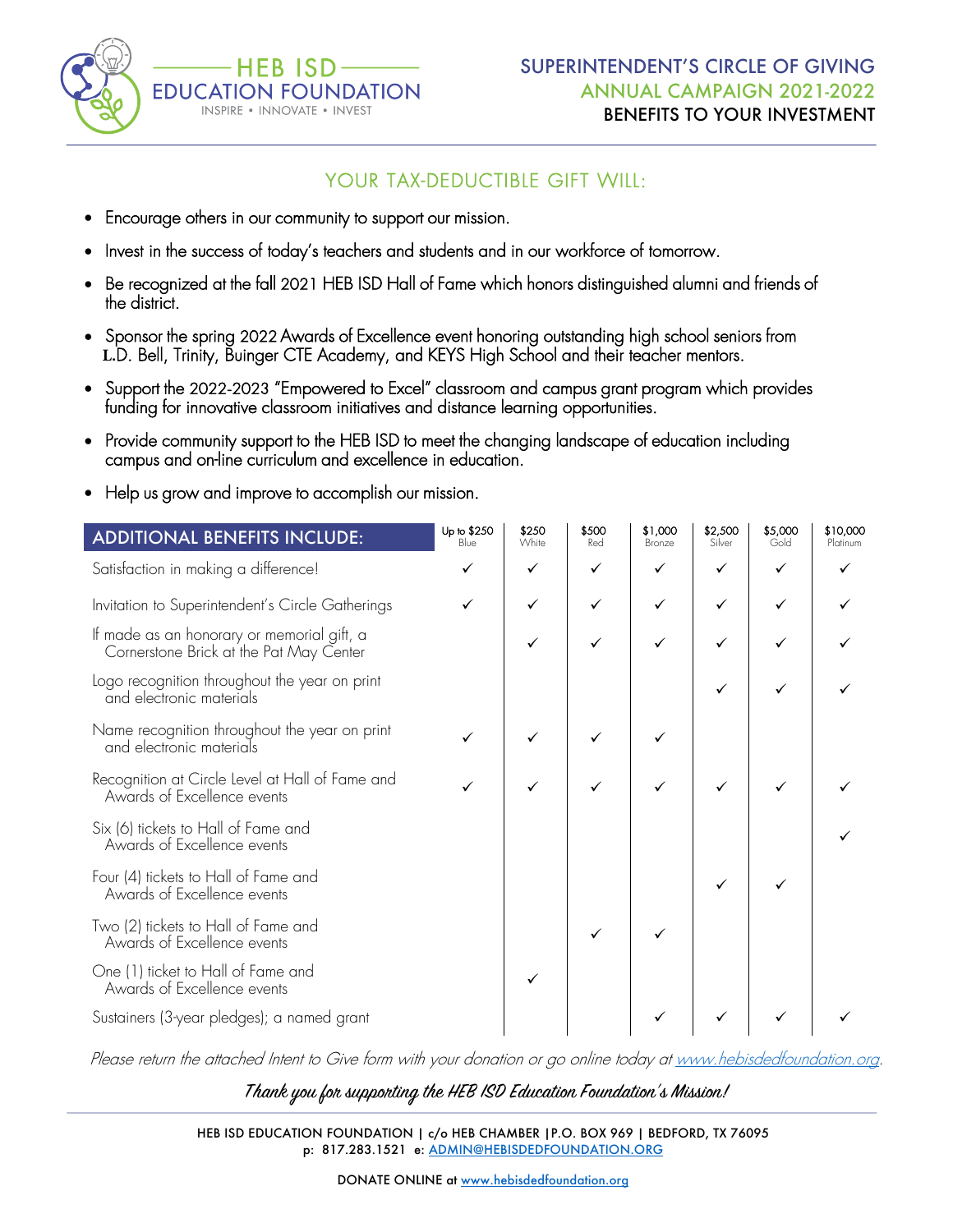HEB ISD EDUCATION FOUNDATION

INSPIRE • INNOVATE • INVEST

# SUPERINTENDENT'S CIRCLE OF GIVING
## ANNUAL CAMPAIGN 2021-2022
## BENEFITS TO YOUR INVESTMENT

## YOUR TAX-DEDUCTIBLE GIFT WILL:

- Encourage others in our community to support our mission.
- Invest in the success of today's teachers and students and in our workforce of tomorrow.
- Be recognized at the fall 2021 HEB ISD Hall of Fame which honors distinguished alumni and friends of the district.
- Sponsor the spring 2022 Awards of Excellence event honoring outstanding high school seniors from L.D. Bell, Trinity, Buinger CTE Academy, and KEYS High School and their teacher mentors.
- Support the 2022-2023 "Empowered to Excel" classroom and campus grant program which provides funding for innovative classroom initiatives and distance learning opportunities.
- Provide community support to the HEB ISD to meet the changing landscape of education including campus and on-line curriculum and excellence in education.
- Help us grow and improve to accomplish our mission.

| ADDITIONAL BENEFITS INCLUDE: | Up to $250 Blue | $250 White | $500 Red | $1,000 Bronze | $2,500 Silver | $5,000 Gold | $10,000 Platinum |
|---|---|---|---|---|---|---|---|
| Satisfaction in making a difference! | ✓ | ✓ | ✓ | ✓ | ✓ | ✓ | ✓ |
| Invitation to Superintendent's Circle Gatherings | ✓ | ✓ | ✓ | ✓ | ✓ | ✓ | ✓ |
| If made as an honorary or memorial gift, a Cornerstone Brick at the Pat May Center | | ✓ | ✓ | ✓ | ✓ | ✓ | ✓ |
| Logo recognition throughout the year on print and electronic materials | | | | | ✓ | ✓ | ✓ |
| Name recognition throughout the year on print and electronic materials | ✓ | ✓ | ✓ | ✓ | | | |
| Recognition at Circle Level at Hall of Fame and Awards of Excellence events | ✓ | ✓ | ✓ | ✓ | ✓ | ✓ | ✓ |
| Six (6) tickets to Hall of Fame and Awards of Excellence events | | | | | | | ✓ |
| Four (4) tickets to Hall of Fame and Awards of Excellence events | | | | | ✓ | ✓ | |
| Two (2) tickets to Hall of Fame and Awards of Excellence events | | | ✓ | ✓ | | | |
| One (1) ticket to Hall of Fame and Awards of Excellence events | | ✓ | | | | | |
| Sustainers (3-year pledges); a named grant | | | | ✓ | ✓ | ✓ | ✓ |

*Please return the attached Intent to Give form with your donation or go online today at www.hebisdedfoundation.org.*

*Thank you for supporting the HEB ISD Education Foundation's Mission!*

HEB ISD EDUCATION FOUNDATION | c/o HEB CHAMBER | P.O. BOX 969 | BEDFORD, TX 76095
p: 817.283.1521 e: ADMIN@HEBISDEDFOUNDATION.ORG

DONATE ONLINE at www.hebisdedfoundation.org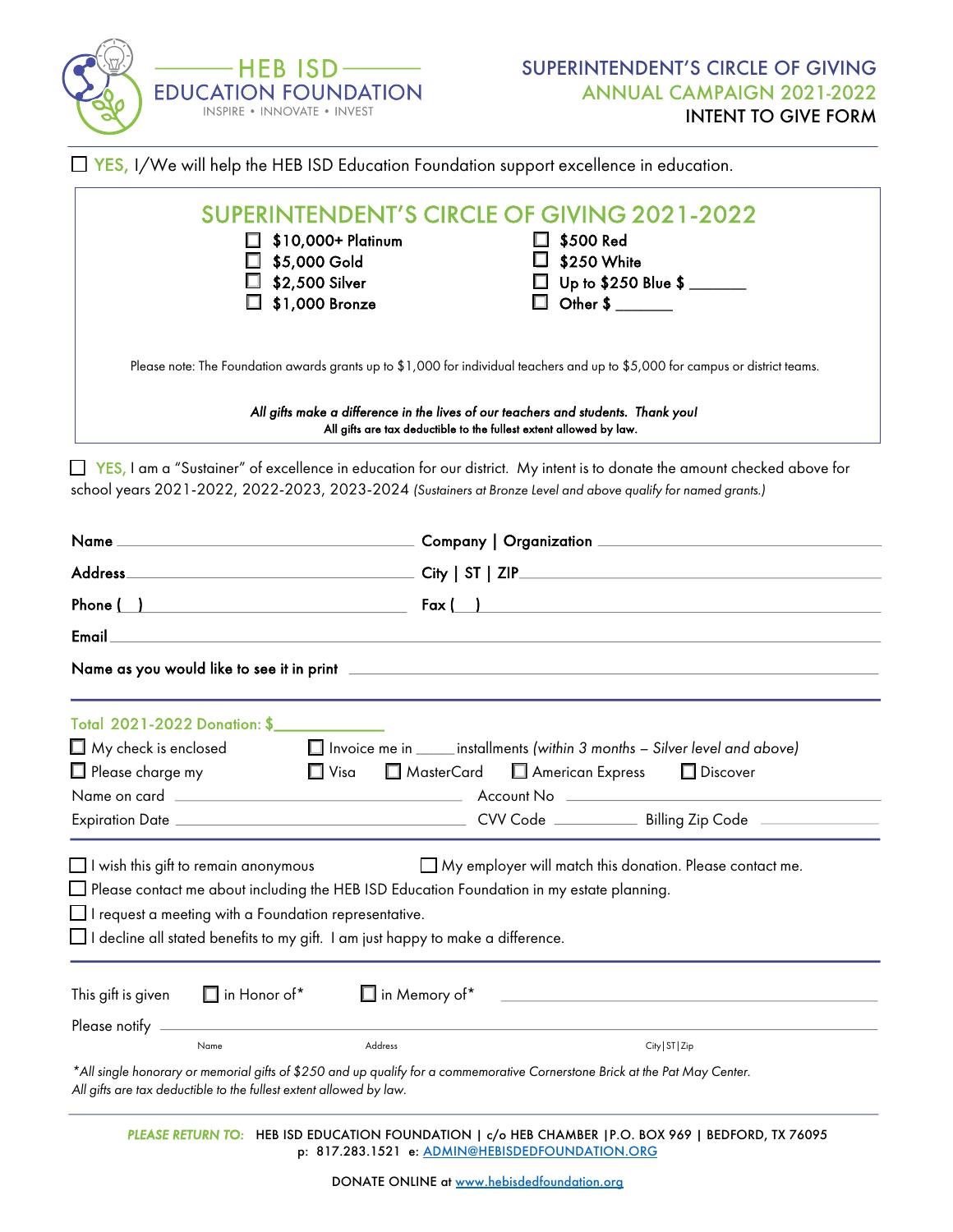HEB ISD EDUCATION FOUNDATION

INSPIRE • INNOVATE • INVEST

# SUPERINTENDENT'S CIRCLE OF GIVING
## ANNUAL CAMPAIGN 2021-2022
### INTENT TO GIVE FORM

☐ YES, I/We will help the HEB ISD Education Foundation support excellence in education.

## SUPERINTENDENT'S CIRCLE OF GIVING 2021-2022

- ☐ **$10,000+ Platinum**
- ☐ **$5,000 Gold**
- ☐ **$2,500 Silver**
- ☐ **$1,000 Bronze**
- ☐ **$500 Red**
- ☐ **$250 White**
- ☐ **Up to $250 Blue $ _______**
- ☐ **Other $ _______**

Please note: The Foundation awards grants up to $1,000 for individual teachers and up to $5,000 for campus or district teams.

***All gifts make a difference in the lives of our teachers and students. Thank you!***

**All gifts are tax deductible to the fullest extent allowed by law.**

☐ YES, I am a "Sustainer" of excellence in education for our district. My intent is to donate the amount checked above for school years 2021-2022, 2022-2023, 2023-2024 *(Sustainers at Bronze Level and above qualify for named grants.)*

**Name** ______________________ **Company | Organization** ______________________

**Address** ______________________ **City | ST | ZIP** ______________________

**Phone ( )** ______________________ **Fax ( )** ______________________

**Email** ______________________

**Name as you would like to see it in print** ______________________

---

**Total 2021-2022 Donation: $**____________

☐ My check is enclosed ☐ Invoice me in _____ installments *(within 3 months – Silver level and above)*

☐ Please charge my ☐ Visa ☐ MasterCard ☐ American Express ☐ Discover

Name on card ______________________ Account No ______________________

Expiration Date ______________________ CVV Code __________ Billing Zip Code __________

---

☐ I wish this gift to remain anonymous ☐ My employer will match this donation. Please contact me.

☐ Please contact me about including the HEB ISD Education Foundation in my estate planning.

☐ I request a meeting with a Foundation representative.

☐ I decline all stated benefits to my gift. I am just happy to make a difference.

---

This gift is given ☐ in Honor of* ☐ in Memory of* ______________________

Please notify ______________________

Name Address City|ST|Zip

*\*All single honorary or memorial gifts of $250 and up qualify for a commemorative Cornerstone Brick at the Pat May Center.*
*All gifts are tax deductible to the fullest extent allowed by law.*

---

***PLEASE RETURN TO:*** HEB ISD EDUCATION FOUNDATION | c/o HEB CHAMBER | P.O. BOX 969 | BEDFORD, TX 76095
p: 817.283.1521 e: ADMIN@HEBISDEDFOUNDATION.ORG

DONATE ONLINE at www.hebisdedfoundation.org